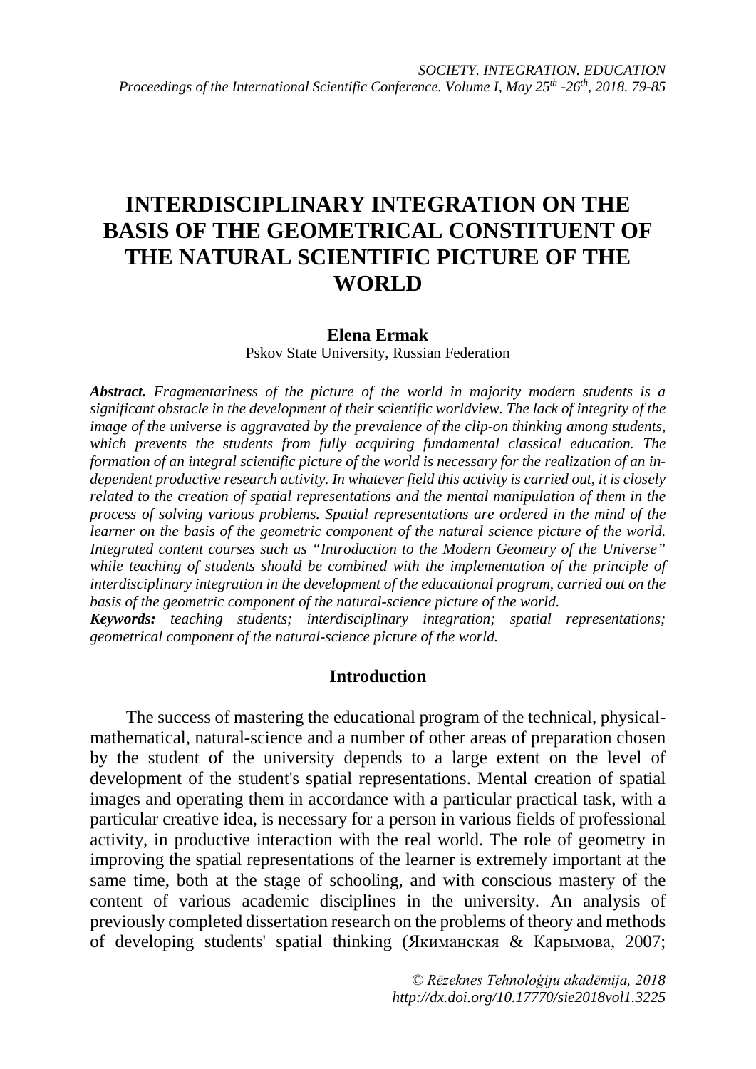# INTERDISCIPLINARY INTEGRATION ON THE BASIS OF THE GEOMETRICAL CONSTITUENT OF THE NATURAL SCIENTIFIC PICTURE OF THE WORLD

**Elena Ermak**

Pskov State University, Russian Federation

***Abstract.*** *Fragmentariness of the picture of the world in majority modern students is a significant obstacle in the development of their scientific worldview. The lack of integrity of the image of the universe is aggravated by the prevalence of the clip-on thinking among students, which prevents the students from fully acquiring fundamental classical education. The formation of an integral scientific picture of the world is necessary for the realization of an independent productive research activity. In whatever field this activity is carried out, it is closely related to the creation of spatial representations and the mental manipulation of them in the process of solving various problems. Spatial representations are ordered in the mind of the learner on the basis of the geometric component of the natural science picture of the world. Integrated content courses such as "Introduction to the Modern Geometry of the Universe" while teaching of students should be combined with the implementation of the principle of interdisciplinary integration in the development of the educational program, carried out on the basis of the geometric component of the natural-science picture of the world.*

***Keywords:*** *teaching students; interdisciplinary integration; spatial representations; geometrical component of the natural-science picture of the world.*

## Introduction

The success of mastering the educational program of the technical, physical-mathematical, natural-science and a number of other areas of preparation chosen by the student of the university depends to a large extent on the level of development of the student's spatial representations. Mental creation of spatial images and operating them in accordance with a particular practical task, with a particular creative idea, is necessary for a person in various fields of professional activity, in productive interaction with the real world. The role of geometry in improving the spatial representations of the learner is extremely important at the same time, both at the stage of schooling, and with conscious mastery of the content of various academic disciplines in the university. An analysis of previously completed dissertation research on the problems of theory and methods of developing students' spatial thinking (Якиманская & Карымова, 2007;

*© Rēzeknes Tehnoloģiju akadēmija, 2018*
*http://dx.doi.org/10.17770/sie2018vol1.3225*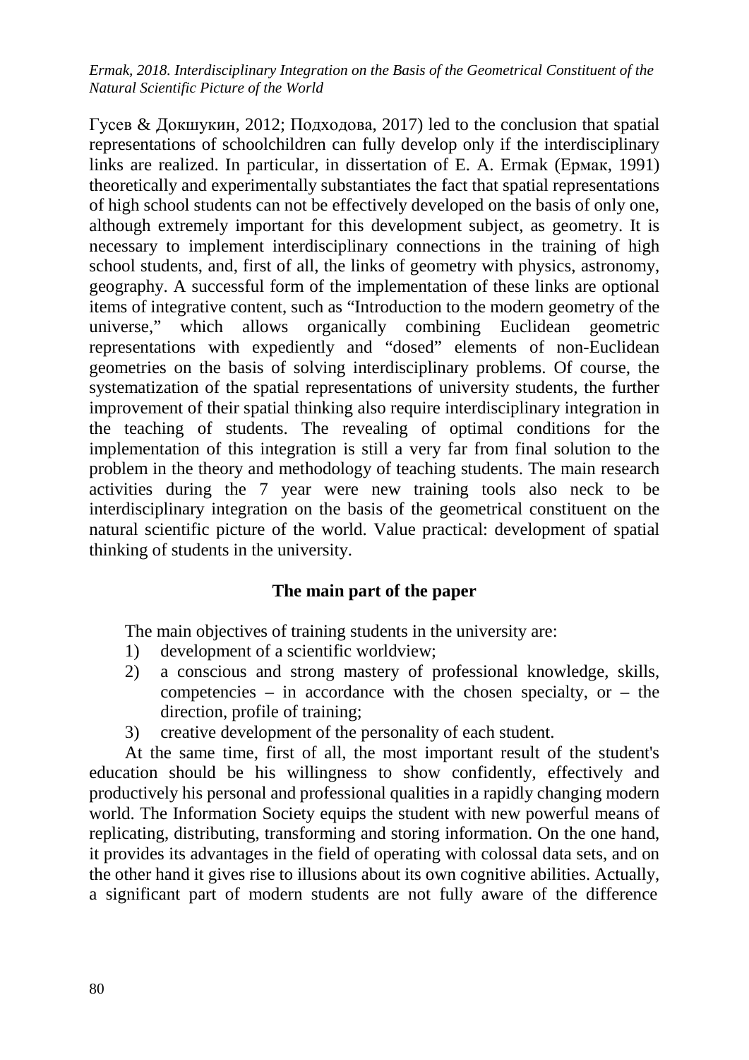Гусев & Докшукин, 2012; Подходова, 2017) led to the conclusion that spatial representations of schoolchildren can fully develop only if the interdisciplinary links are realized. In particular, in dissertation of E. A. Ermak (Ермак, 1991) theoretically and experimentally substantiates the fact that spatial representations of high school students can not be effectively developed on the basis of only one, although extremely important for this development subject, as geometry. It is necessary to implement interdisciplinary connections in the training of high school students, and, first of all, the links of geometry with physics, astronomy, geography. A successful form of the implementation of these links are optional items of integrative content, such as "Introduction to the modern geometry of the universe," which allows organically combining Euclidean geometric representations with expediently and "dosed" elements of non-Euclidean geometries on the basis of solving interdisciplinary problems. Of course, the systematization of the spatial representations of university students, the further improvement of their spatial thinking also require interdisciplinary integration in the teaching of students. The revealing of optimal conditions for the implementation of this integration is still a very far from final solution to the problem in the theory and methodology of teaching students. The main research activities during the 7 year were new training tools also neck to be interdisciplinary integration on the basis of the geometrical constituent on the natural scientific picture of the world. Value practical: development of spatial thinking of students in the university.

## The main part of the paper

The main objectives of training students in the university are:

1) development of a scientific worldview;
2) a conscious and strong mastery of professional knowledge, skills, competencies – in accordance with the chosen specialty, or – the direction, profile of training;
3) creative development of the personality of each student.

At the same time, first of all, the most important result of the student's education should be his willingness to show confidently, effectively and productively his personal and professional qualities in a rapidly changing modern world. The Information Society equips the student with new powerful means of replicating, distributing, transforming and storing information. On the one hand, it provides its advantages in the field of operating with colossal data sets, and on the other hand it gives rise to illusions about its own cognitive abilities. Actually, a significant part of modern students are not fully aware of the difference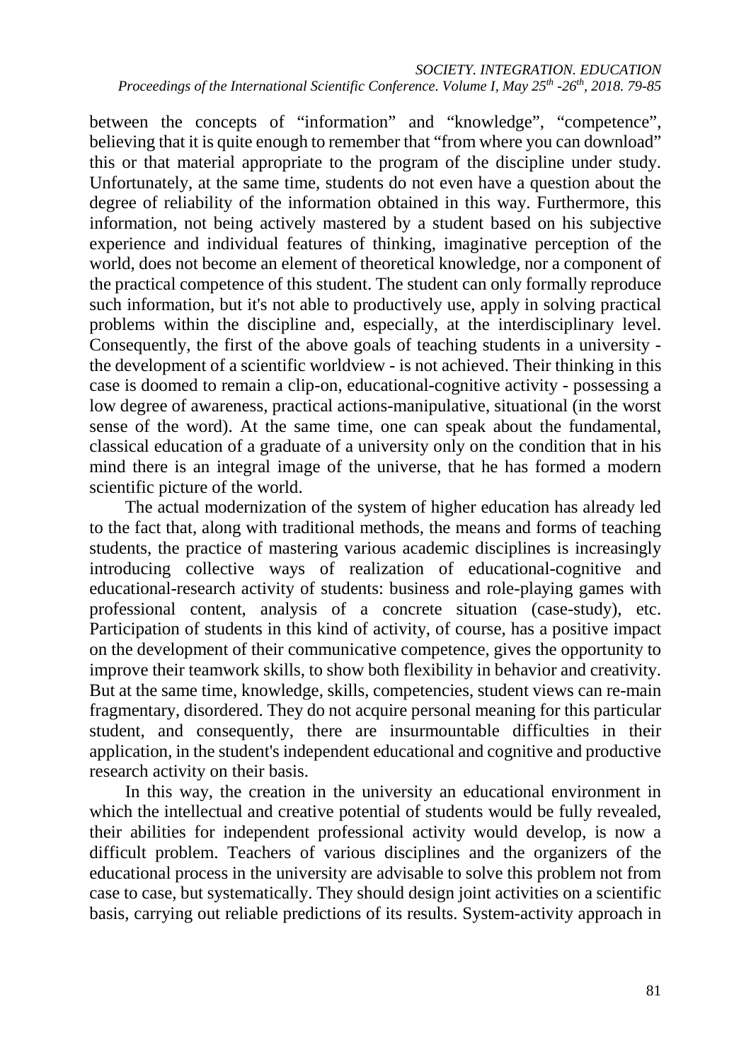between the concepts of “information” and “knowledge”, “competence”, believing that it is quite enough to remember that “from where you can download” this or that material appropriate to the program of the discipline under study. Unfortunately, at the same time, students do not even have a question about the degree of reliability of the information obtained in this way. Furthermore, this information, not being actively mastered by a student based on his subjective experience and individual features of thinking, imaginative perception of the world, does not become an element of theoretical knowledge, nor a component of the practical competence of this student. The student can only formally reproduce such information, but it's not able to productively use, apply in solving practical problems within the discipline and, especially, at the interdisciplinary level. Consequently, the first of the above goals of teaching students in a university - the development of a scientific worldview - is not achieved. Their thinking in this case is doomed to remain a clip-on, educational-cognitive activity - possessing a low degree of awareness, practical actions-manipulative, situational (in the worst sense of the word). At the same time, one can speak about the fundamental, classical education of a graduate of a university only on the condition that in his mind there is an integral image of the universe, that he has formed a modern scientific picture of the world.

The actual modernization of the system of higher education has already led to the fact that, along with traditional methods, the means and forms of teaching students, the practice of mastering various academic disciplines is increasingly introducing collective ways of realization of educational-cognitive and educational-research activity of students: business and role-playing games with professional content, analysis of a concrete situation (case-study), etc. Participation of students in this kind of activity, of course, has a positive impact on the development of their communicative competence, gives the opportunity to improve their teamwork skills, to show both flexibility in behavior and creativity. But at the same time, knowledge, skills, competencies, student views can re-main fragmentary, disordered. They do not acquire personal meaning for this particular student, and consequently, there are insurmountable difficulties in their application, in the student's independent educational and cognitive and productive research activity on their basis.

In this way, the creation in the university an educational environment in which the intellectual and creative potential of students would be fully revealed, their abilities for independent professional activity would develop, is now a difficult problem. Teachers of various disciplines and the organizers of the educational process in the university are advisable to solve this problem not from case to case, but systematically. They should design joint activities on a scientific basis, carrying out reliable predictions of its results. System-activity approach in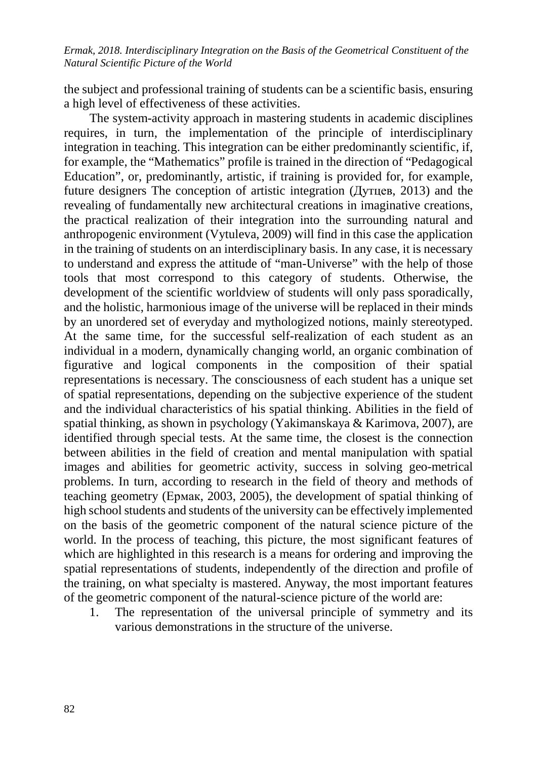the subject and professional training of students can be a scientific basis, ensuring a high level of effectiveness of these activities.

The system-activity approach in mastering students in academic disciplines requires, in turn, the implementation of the principle of interdisciplinary integration in teaching. This integration can be either predominantly scientific, if, for example, the “Mathematics” profile is trained in the direction of “Pedagogical Education”, or, predominantly, artistic, if training is provided for, for example, future designers The conception of artistic integration (Дутцев, 2013) and the revealing of fundamentally new architectural creations in imaginative creations, the practical realization of their integration into the surrounding natural and anthropogenic environment (Vytuleva, 2009) will find in this case the application in the training of students on an interdisciplinary basis. In any case, it is necessary to understand and express the attitude of “man-Universe” with the help of those tools that most correspond to this category of students. Otherwise, the development of the scientific worldview of students will only pass sporadically, and the holistic, harmonious image of the universe will be replaced in their minds by an unordered set of everyday and mythologized notions, mainly stereotyped. At the same time, for the successful self-realization of each student as an individual in a modern, dynamically changing world, an organic combination of figurative and logical components in the composition of their spatial representations is necessary. The consciousness of each student has a unique set of spatial representations, depending on the subjective experience of the student and the individual characteristics of his spatial thinking. Abilities in the field of spatial thinking, as shown in psychology (Yakimanskaya & Karimova, 2007), are identified through special tests. At the same time, the closest is the connection between abilities in the field of creation and mental manipulation with spatial images and abilities for geometric activity, success in solving geo-metrical problems. In turn, according to research in the field of theory and methods of teaching geometry (Ермак, 2003, 2005), the development of spatial thinking of high school students and students of the university can be effectively implemented on the basis of the geometric component of the natural science picture of the world. In the process of teaching, this picture, the most significant features of which are highlighted in this research is a means for ordering and improving the spatial representations of students, independently of the direction and profile of the training, on what specialty is mastered. Anyway, the most important features of the geometric component of the natural-science picture of the world are:

1. The representation of the universal principle of symmetry and its various demonstrations in the structure of the universe.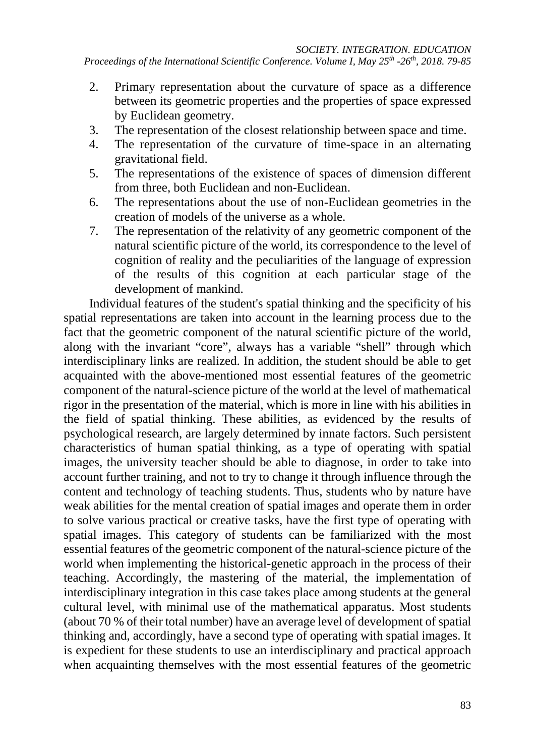2. Primary representation about the curvature of space as a difference between its geometric properties and the properties of space expressed by Euclidean geometry.
3. The representation of the closest relationship between space and time.
4. The representation of the curvature of time-space in an alternating gravitational field.
5. The representations of the existence of spaces of dimension different from three, both Euclidean and non-Euclidean.
6. The representations about the use of non-Euclidean geometries in the creation of models of the universe as a whole.
7. The representation of the relativity of any geometric component of the natural scientific picture of the world, its correspondence to the level of cognition of reality and the peculiarities of the language of expression of the results of this cognition at each particular stage of the development of mankind.

Individual features of the student's spatial thinking and the specificity of his spatial representations are taken into account in the learning process due to the fact that the geometric component of the natural scientific picture of the world, along with the invariant "core", always has a variable "shell" through which interdisciplinary links are realized. In addition, the student should be able to get acquainted with the above-mentioned most essential features of the geometric component of the natural-science picture of the world at the level of mathematical rigor in the presentation of the material, which is more in line with his abilities in the field of spatial thinking. These abilities, as evidenced by the results of psychological research, are largely determined by innate factors. Such persistent characteristics of human spatial thinking, as a type of operating with spatial images, the university teacher should be able to diagnose, in order to take into account further training, and not to try to change it through influence through the content and technology of teaching students. Thus, students who by nature have weak abilities for the mental creation of spatial images and operate them in order to solve various practical or creative tasks, have the first type of operating with spatial images. This category of students can be familiarized with the most essential features of the geometric component of the natural-science picture of the world when implementing the historical-genetic approach in the process of their teaching. Accordingly, the mastering of the material, the implementation of interdisciplinary integration in this case takes place among students at the general cultural level, with minimal use of the mathematical apparatus. Most students (about 70 % of their total number) have an average level of development of spatial thinking and, accordingly, have a second type of operating with spatial images. It is expedient for these students to use an interdisciplinary and practical approach when acquainting themselves with the most essential features of the geometric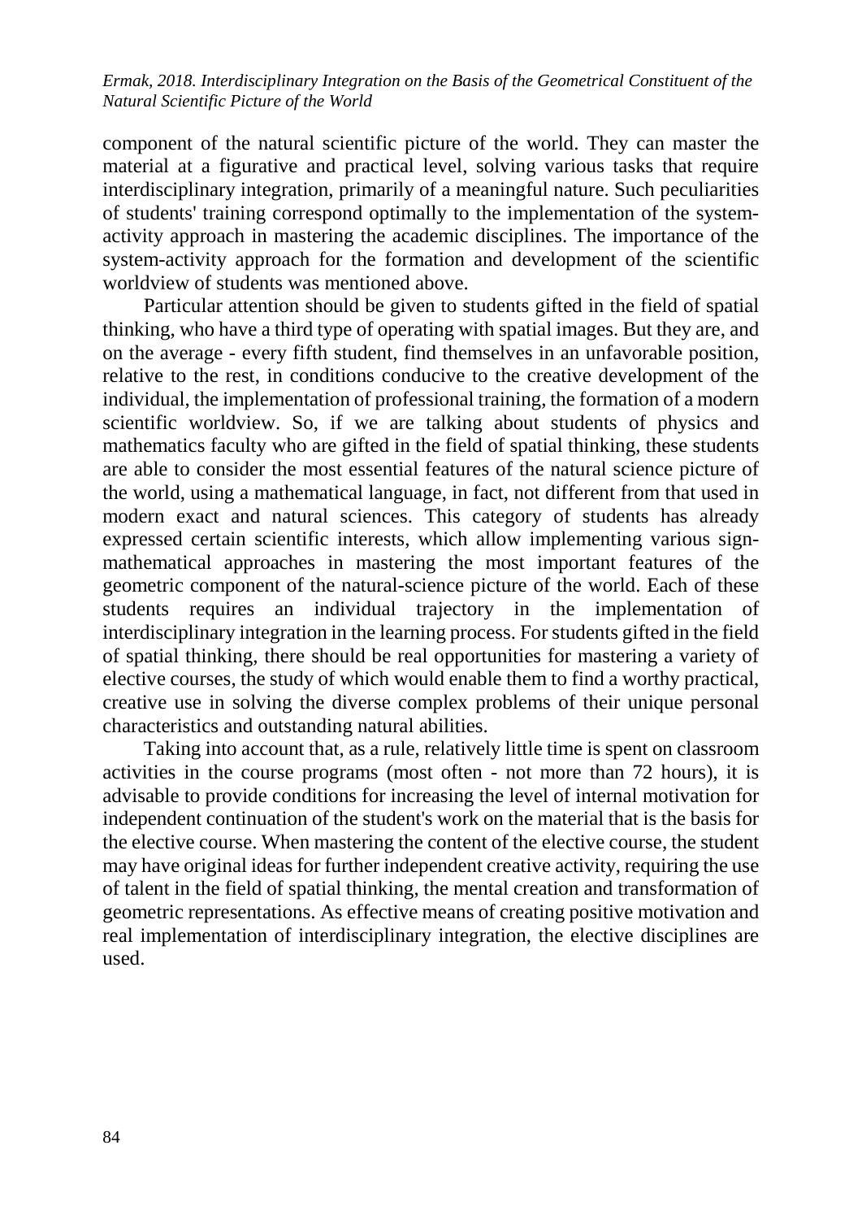component of the natural scientific picture of the world. They can master the material at a figurative and practical level, solving various tasks that require interdisciplinary integration, primarily of a meaningful nature. Such peculiarities of students' training correspond optimally to the implementation of the system-activity approach in mastering the academic disciplines. The importance of the system-activity approach for the formation and development of the scientific worldview of students was mentioned above.

Particular attention should be given to students gifted in the field of spatial thinking, who have a third type of operating with spatial images. But they are, and on the average - every fifth student, find themselves in an unfavorable position, relative to the rest, in conditions conducive to the creative development of the individual, the implementation of professional training, the formation of a modern scientific worldview. So, if we are talking about students of physics and mathematics faculty who are gifted in the field of spatial thinking, these students are able to consider the most essential features of the natural science picture of the world, using a mathematical language, in fact, not different from that used in modern exact and natural sciences. This category of students has already expressed certain scientific interests, which allow implementing various sign-mathematical approaches in mastering the most important features of the geometric component of the natural-science picture of the world. Each of these students requires an individual trajectory in the implementation of interdisciplinary integration in the learning process. For students gifted in the field of spatial thinking, there should be real opportunities for mastering a variety of elective courses, the study of which would enable them to find a worthy practical, creative use in solving the diverse complex problems of their unique personal characteristics and outstanding natural abilities.

Taking into account that, as a rule, relatively little time is spent on classroom activities in the course programs (most often - not more than 72 hours), it is advisable to provide conditions for increasing the level of internal motivation for independent continuation of the student's work on the material that is the basis for the elective course. When mastering the content of the elective course, the student may have original ideas for further independent creative activity, requiring the use of talent in the field of spatial thinking, the mental creation and transformation of geometric representations. As effective means of creating positive motivation and real implementation of interdisciplinary integration, the elective disciplines are used.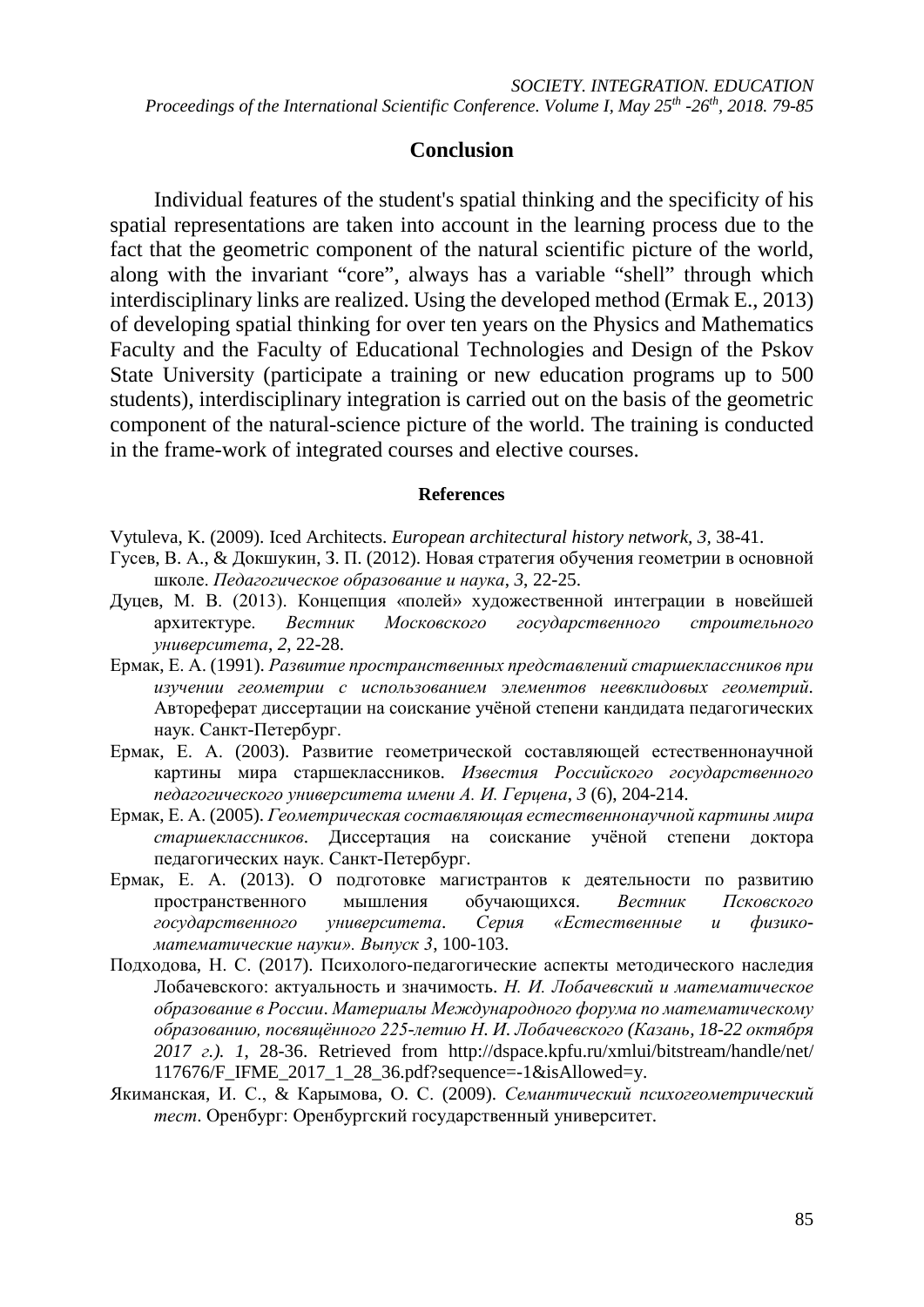## Conclusion

Individual features of the student's spatial thinking and the specificity of his spatial representations are taken into account in the learning process due to the fact that the geometric component of the natural scientific picture of the world, along with the invariant "core", always has a variable "shell" through which interdisciplinary links are realized. Using the developed method (Ermak E., 2013) of developing spatial thinking for over ten years on the Physics and Mathematics Faculty and the Faculty of Educational Technologies and Design of the Pskov State University (participate a training or new education programs up to 500 students), interdisciplinary integration is carried out on the basis of the geometric component of the natural-science picture of the world. The training is conducted in the frame-work of integrated courses and elective courses.

### References

Vytuleva, K. (2009). Iced Architects. *European architectural history network, 3*, 38-41.

Гусев, В. А., & Докшукин, З. П. (2012). Новая стратегия обучения геометрии в основной школе. *Педагогическое образование и наука*, *3*, 22-25.

Дуцев, М. В. (2013). Концепция «полей» художественной интеграции в новейшей архитектуре. *Вестник Московского государственного строительного университета*, *2*, 22-28.

Ермак, Е. А. (1991). *Развитие пространственных представлений старшеклассников при изучении геометрии с использованием элементов неевклидовых геометрий*. Автореферат диссертации на соискание учёной степени кандидата педагогических наук. Санкт-Петербург.

Ермак, Е. А. (2003). Развитие геометрической составляющей естественнонаучной картины мира старшеклассников. *Известия Российского государственного педагогического университета имени А. И. Герцена*, *3* (6), 204-214.

Ермак, Е. А. (2005). *Геометрическая составляющая естественнонаучной картины мира старшеклассников*. Диссертация на соискание учёной степени доктора педагогических наук. Санкт-Петербург.

Ермак, Е. А. (2013). О подготовке магистрантов к деятельности по развитию пространственного мышления обучающихся. *Вестник Псковского государственного университета*. *Серия «Естественные и физико-математические науки». Выпуск 3*, 100-103.

Подходова, Н. С. (2017). Психолого-педагогические аспекты методического наследия Лобачевского: актуальность и значимость. *Н. И. Лобачевский и математическое образование в России*. *Материалы Международного форума по математическому образованию, посвящённого 225-летию Н. И. Лобачевского (Казань, 18-22 октября 2017 г.). 1*, 28-36. Retrieved from http://dspace.kpfu.ru/xmlui/bitstream/handle/net/117676/F_IFME_2017_1_28_36.pdf?sequence=-1&isAllowed=y.

Якиманская, И. С., & Карымова, О. С. (2009). *Семантический психогеометрический тест*. Оренбург: Оренбургский государственный университет.